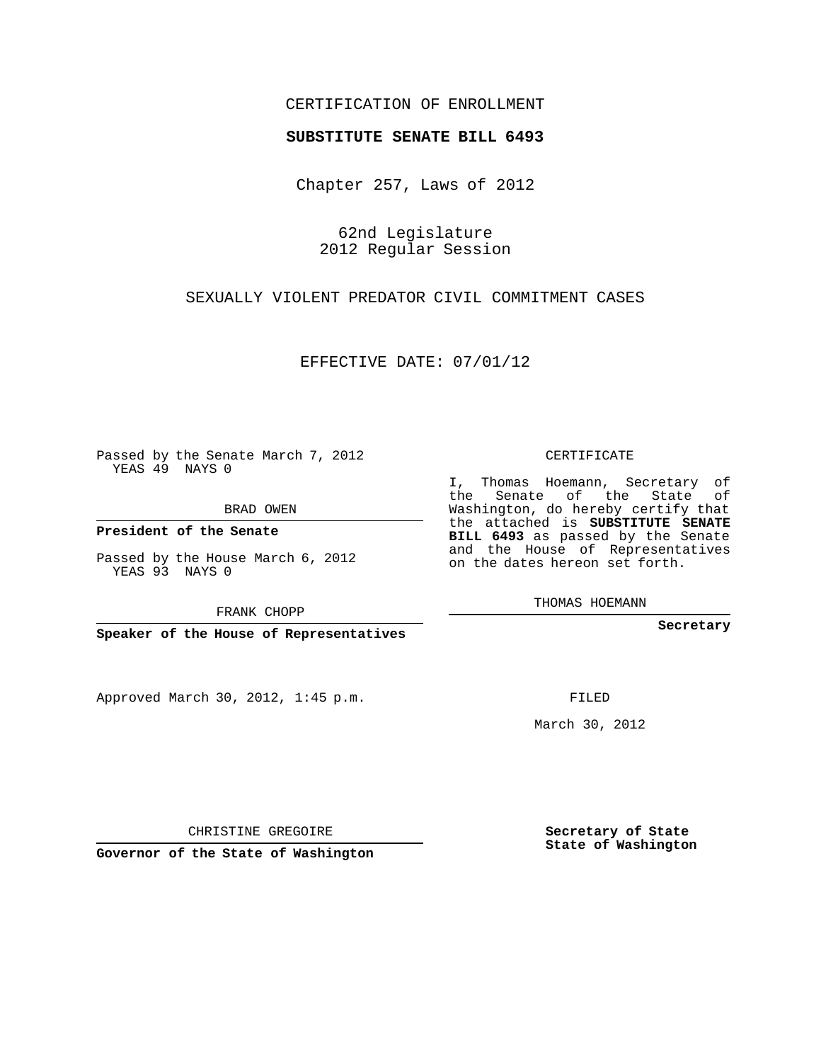CERTIFICATION OF ENROLLMENT

**SUBSTITUTE SENATE BILL 6493**

Chapter 257, Laws of 2012

62nd Legislature
2012 Regular Session

SEXUALLY VIOLENT PREDATOR CIVIL COMMITMENT CASES

EFFECTIVE DATE: 07/01/12

Passed by the Senate March 7, 2012
YEAS 49 NAYS 0

BRAD OWEN

**President of the Senate**

Passed by the House March 6, 2012
YEAS 93 NAYS 0

FRANK CHOPP

**Speaker of the House of Representatives**

CERTIFICATE

I, Thomas Hoemann, Secretary of the Senate of the State of Washington, do hereby certify that the attached is **SUBSTITUTE SENATE BILL 6493** as passed by the Senate and the House of Representatives on the dates hereon set forth.

THOMAS HOEMANN

**Secretary**

Approved March 30, 2012, 1:45 p.m.

FILED

March 30, 2012

CHRISTINE GREGOIRE

**Governor of the State of Washington**

**Secretary of State**
**State of Washington**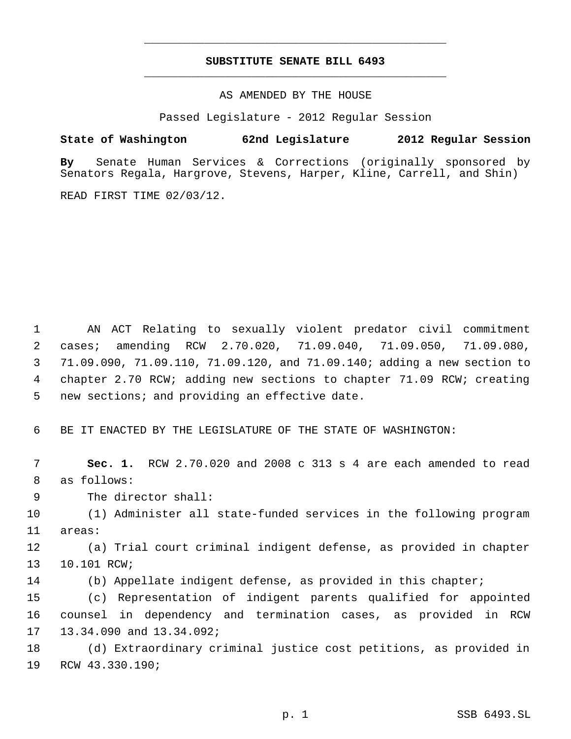# SUBSTITUTE SENATE BILL 6493

AS AMENDED BY THE HOUSE

Passed Legislature - 2012 Regular Session

**State of Washington 62nd Legislature 2012 Regular Session**

**By** Senate Human Services & Corrections (originally sponsored by Senators Regala, Hargrove, Stevens, Harper, Kline, Carrell, and Shin)

READ FIRST TIME 02/03/12.

AN ACT Relating to sexually violent predator civil commitment cases; amending RCW 2.70.020, 71.09.040, 71.09.050, 71.09.080, 71.09.090, 71.09.110, 71.09.120, and 71.09.140; adding a new section to chapter 2.70 RCW; adding new sections to chapter 71.09 RCW; creating new sections; and providing an effective date.

BE IT ENACTED BY THE LEGISLATURE OF THE STATE OF WASHINGTON:

**Sec. 1.** RCW 2.70.020 and 2008 c 313 s 4 are each amended to read as follows:

The director shall:

(1) Administer all state-funded services in the following program areas:

(a) Trial court criminal indigent defense, as provided in chapter 10.101 RCW;

(b) Appellate indigent defense, as provided in this chapter;

(c) Representation of indigent parents qualified for appointed counsel in dependency and termination cases, as provided in RCW 13.34.090 and 13.34.092;

(d) Extraordinary criminal justice cost petitions, as provided in RCW 43.330.190;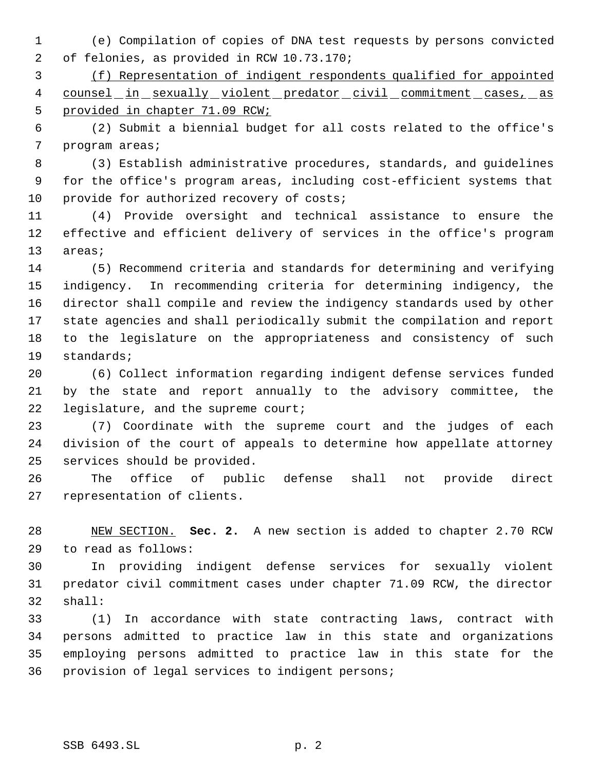(e) Compilation of copies of DNA test requests by persons convicted of felonies, as provided in RCW 10.73.170;

<u>(f) Representation of indigent respondents qualified for appointed counsel in sexually violent predator civil commitment cases, as provided in chapter 71.09 RCW;</u>

(2) Submit a biennial budget for all costs related to the office's program areas;

(3) Establish administrative procedures, standards, and guidelines for the office's program areas, including cost-efficient systems that provide for authorized recovery of costs;

(4) Provide oversight and technical assistance to ensure the effective and efficient delivery of services in the office's program areas;

(5) Recommend criteria and standards for determining and verifying indigency. In recommending criteria for determining indigency, the director shall compile and review the indigency standards used by other state agencies and shall periodically submit the compilation and report to the legislature on the appropriateness and consistency of such standards;

(6) Collect information regarding indigent defense services funded by the state and report annually to the advisory committee, the legislature, and the supreme court;

(7) Coordinate with the supreme court and the judges of each division of the court of appeals to determine how appellate attorney services should be provided.

The office of public defense shall not provide direct representation of clients.

<u>NEW SECTION.</u> **Sec. 2.** A new section is added to chapter 2.70 RCW to read as follows:

In providing indigent defense services for sexually violent predator civil commitment cases under chapter 71.09 RCW, the director shall:

(1) In accordance with state contracting laws, contract with persons admitted to practice law in this state and organizations employing persons admitted to practice law in this state for the provision of legal services to indigent persons;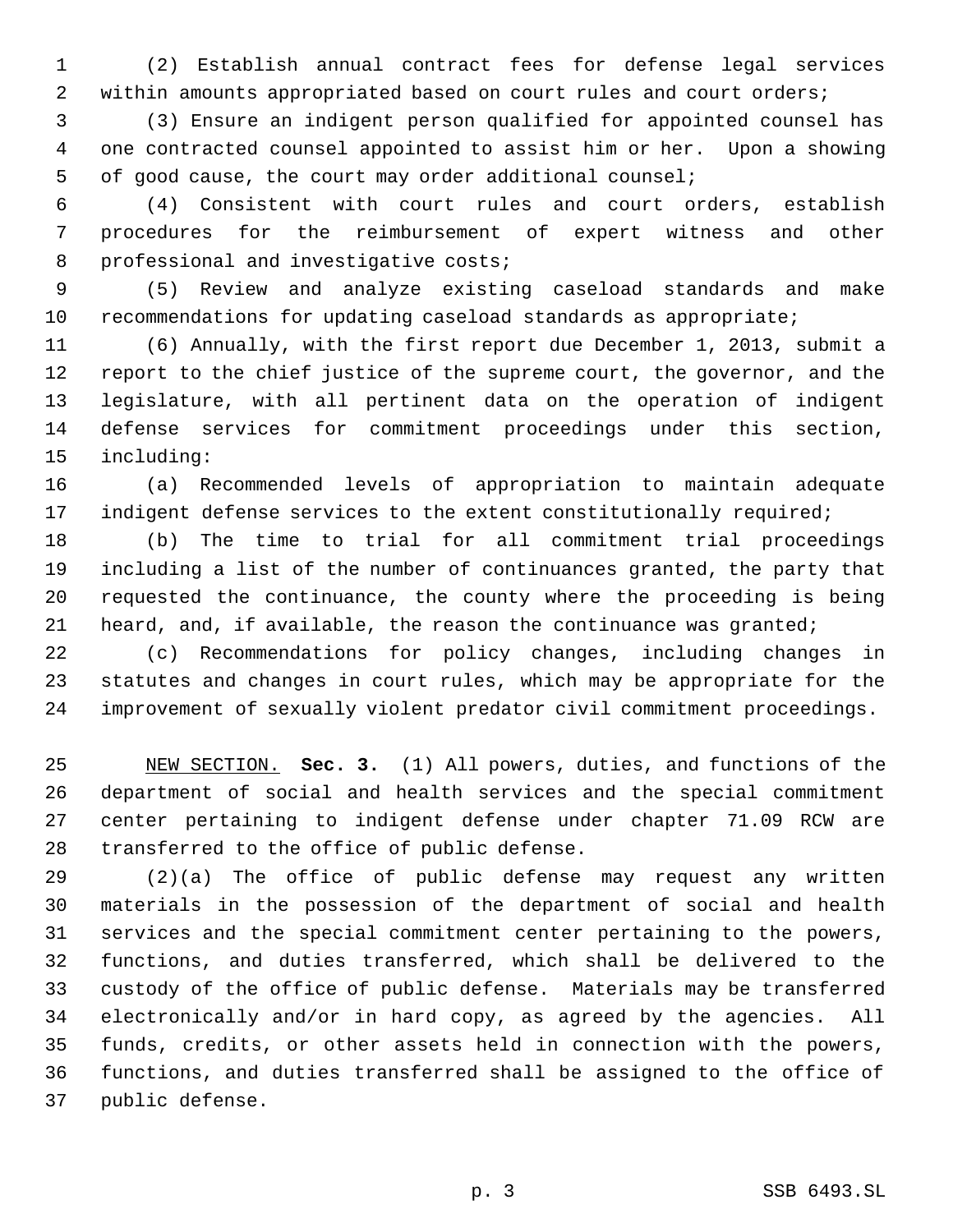(2) Establish annual contract fees for defense legal services within amounts appropriated based on court rules and court orders;

(3) Ensure an indigent person qualified for appointed counsel has one contracted counsel appointed to assist him or her. Upon a showing of good cause, the court may order additional counsel;

(4) Consistent with court rules and court orders, establish procedures for the reimbursement of expert witness and other professional and investigative costs;

(5) Review and analyze existing caseload standards and make recommendations for updating caseload standards as appropriate;

(6) Annually, with the first report due December 1, 2013, submit a report to the chief justice of the supreme court, the governor, and the legislature, with all pertinent data on the operation of indigent defense services for commitment proceedings under this section, including:

(a) Recommended levels of appropriation to maintain adequate indigent defense services to the extent constitutionally required;

(b) The time to trial for all commitment trial proceedings including a list of the number of continuances granted, the party that requested the continuance, the county where the proceeding is being heard, and, if available, the reason the continuance was granted;

(c) Recommendations for policy changes, including changes in statutes and changes in court rules, which may be appropriate for the improvement of sexually violent predator civil commitment proceedings.

NEW SECTION. **Sec. 3.** (1) All powers, duties, and functions of the department of social and health services and the special commitment center pertaining to indigent defense under chapter 71.09 RCW are transferred to the office of public defense.

(2)(a) The office of public defense may request any written materials in the possession of the department of social and health services and the special commitment center pertaining to the powers, functions, and duties transferred, which shall be delivered to the custody of the office of public defense. Materials may be transferred electronically and/or in hard copy, as agreed by the agencies. All funds, credits, or other assets held in connection with the powers, functions, and duties transferred shall be assigned to the office of public defense.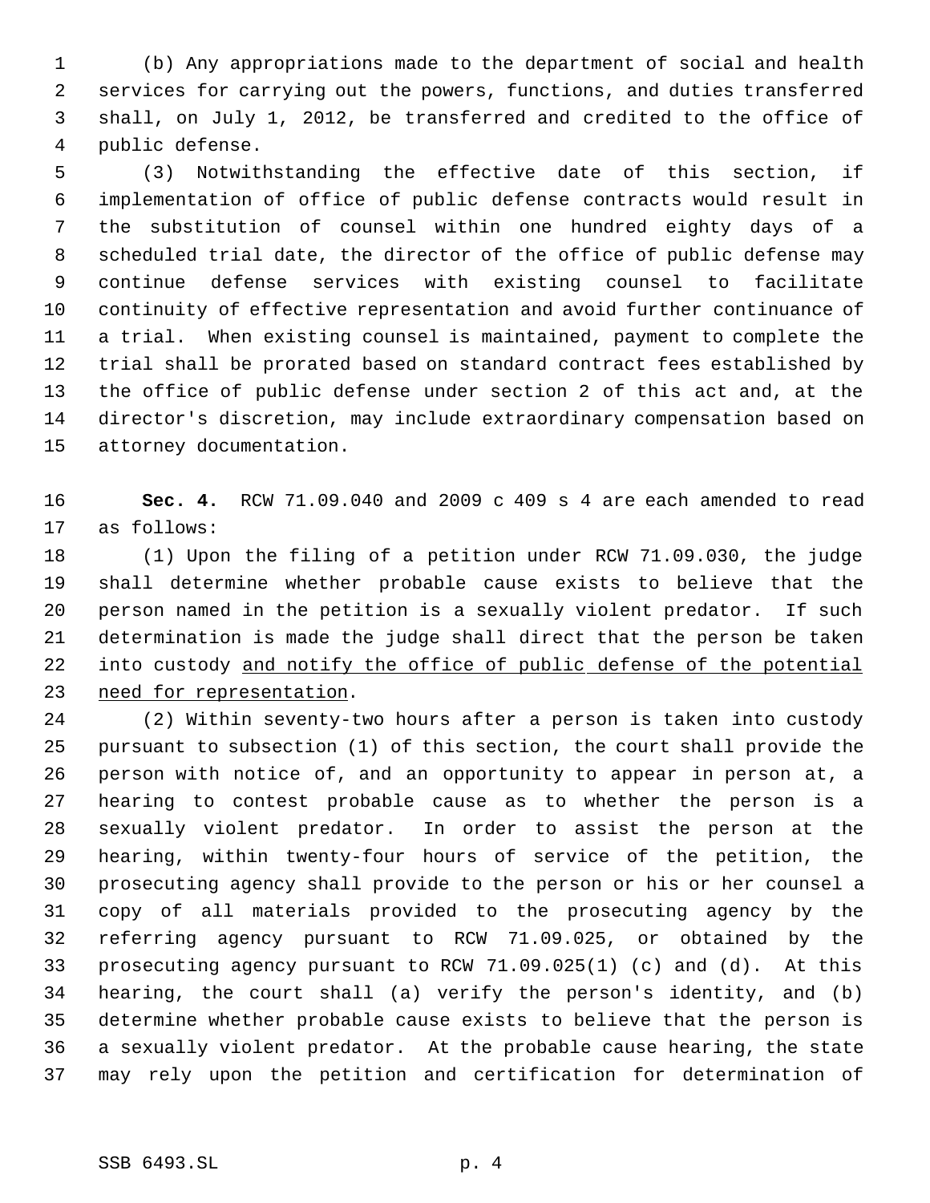(b) Any appropriations made to the department of social and health services for carrying out the powers, functions, and duties transferred shall, on July 1, 2012, be transferred and credited to the office of public defense.

(3) Notwithstanding the effective date of this section, if implementation of office of public defense contracts would result in the substitution of counsel within one hundred eighty days of a scheduled trial date, the director of the office of public defense may continue defense services with existing counsel to facilitate continuity of effective representation and avoid further continuance of a trial. When existing counsel is maintained, payment to complete the trial shall be prorated based on standard contract fees established by the office of public defense under section 2 of this act and, at the director's discretion, may include extraordinary compensation based on attorney documentation.

**Sec. 4.** RCW 71.09.040 and 2009 c 409 s 4 are each amended to read as follows:

(1) Upon the filing of a petition under RCW 71.09.030, the judge shall determine whether probable cause exists to believe that the person named in the petition is a sexually violent predator. If such determination is made the judge shall direct that the person be taken into custody <u>and notify the office of public defense of the potential need for representation</u>.

(2) Within seventy-two hours after a person is taken into custody pursuant to subsection (1) of this section, the court shall provide the person with notice of, and an opportunity to appear in person at, a hearing to contest probable cause as to whether the person is a sexually violent predator. In order to assist the person at the hearing, within twenty-four hours of service of the petition, the prosecuting agency shall provide to the person or his or her counsel a copy of all materials provided to the prosecuting agency by the referring agency pursuant to RCW 71.09.025, or obtained by the prosecuting agency pursuant to RCW 71.09.025(1) (c) and (d). At this hearing, the court shall (a) verify the person's identity, and (b) determine whether probable cause exists to believe that the person is a sexually violent predator. At the probable cause hearing, the state may rely upon the petition and certification for determination of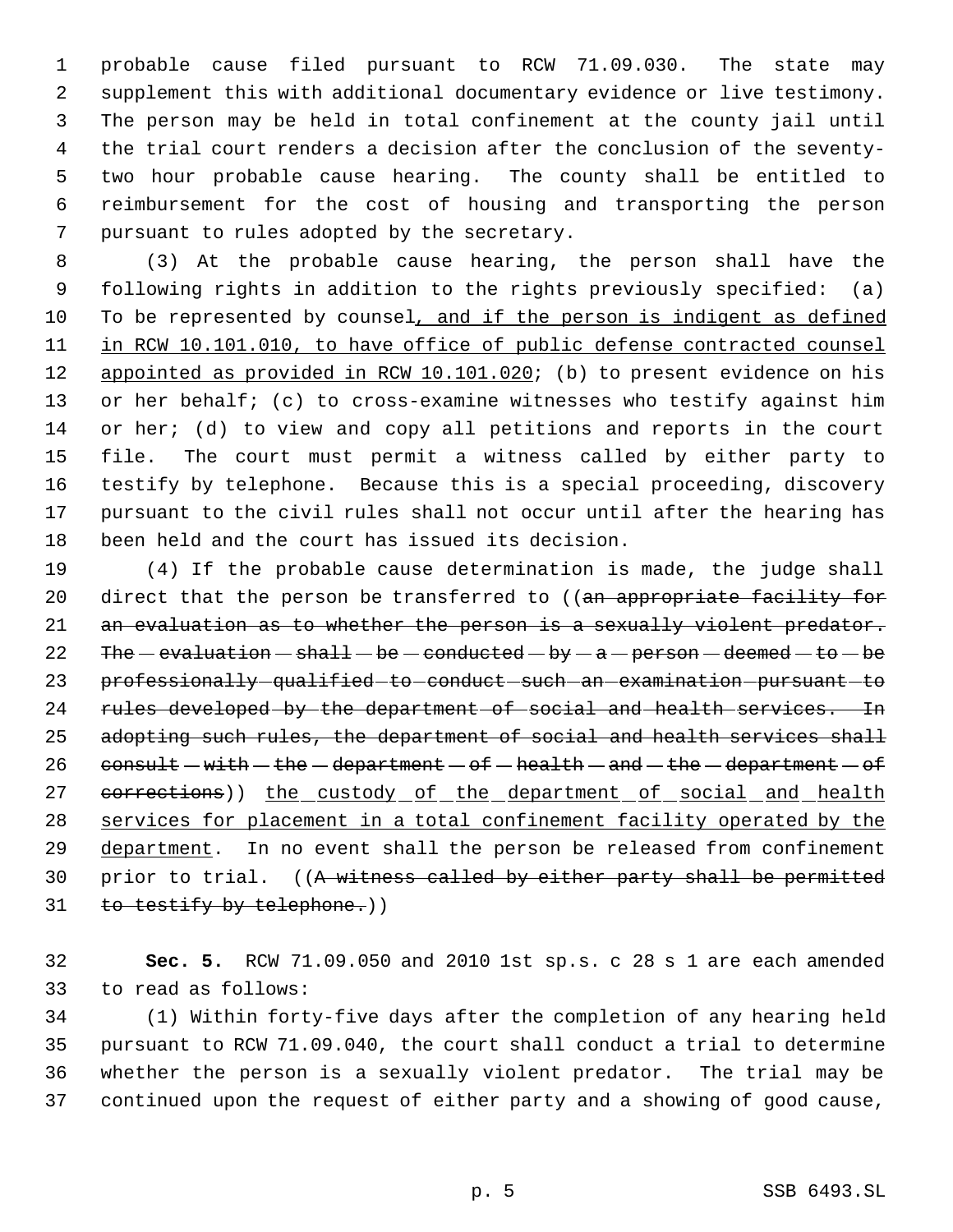probable cause filed pursuant to RCW 71.09.030. The state may supplement this with additional documentary evidence or live testimony. The person may be held in total confinement at the county jail until the trial court renders a decision after the conclusion of the seventy-two hour probable cause hearing. The county shall be entitled to reimbursement for the cost of housing and transporting the person pursuant to rules adopted by the secretary.

(3) At the probable cause hearing, the person shall have the following rights in addition to the rights previously specified: (a) To be represented by counsel, and if the person is indigent as defined in RCW 10.101.010, to have office of public defense contracted counsel appointed as provided in RCW 10.101.020; (b) to present evidence on his or her behalf; (c) to cross-examine witnesses who testify against him or her; (d) to view and copy all petitions and reports in the court file. The court must permit a witness called by either party to testify by telephone. Because this is a special proceeding, discovery pursuant to the civil rules shall not occur until after the hearing has been held and the court has issued its decision.

(4) If the probable cause determination is made, the judge shall direct that the person be transferred to ((~~an appropriate facility for an evaluation as to whether the person is a sexually violent predator. The evaluation shall be conducted by a person deemed to be professionally qualified to conduct such an examination pursuant to rules developed by the department of social and health services. In adopting such rules, the department of social and health services shall consult with the department of health and the department of corrections~~)) the custody of the department of social and health services for placement in a total confinement facility operated by the department. In no event shall the person be released from confinement prior to trial. ((~~A witness called by either party shall be permitted to testify by telephone.~~))

**Sec. 5.** RCW 71.09.050 and 2010 1st sp.s. c 28 s 1 are each amended to read as follows:

(1) Within forty-five days after the completion of any hearing held pursuant to RCW 71.09.040, the court shall conduct a trial to determine whether the person is a sexually violent predator. The trial may be continued upon the request of either party and a showing of good cause,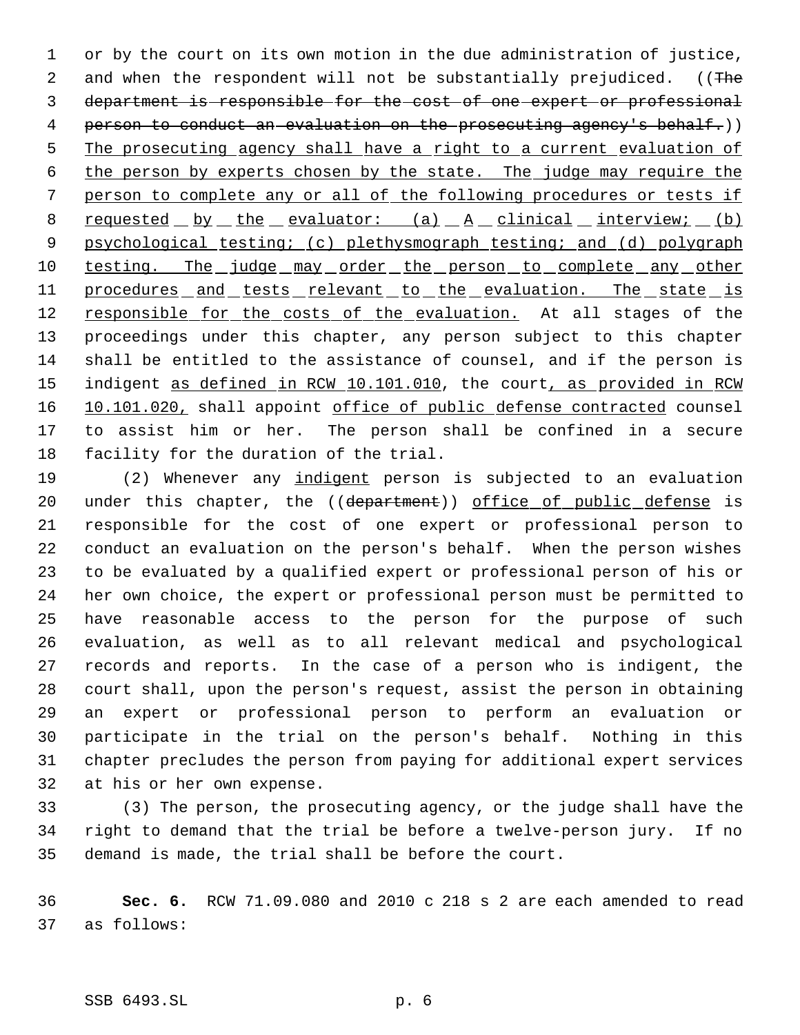or by the court on its own motion in the due administration of justice, and when the respondent will not be substantially prejudiced. ((~~The department is responsible for the cost of one expert or professional person to conduct an evaluation on the prosecuting agency's behalf.~~)) <u>The prosecuting agency shall have a right to a current evaluation of the person by experts chosen by the state. The judge may require the person to complete any or all of the following procedures or tests if requested by the evaluator: (a) A clinical interview; (b) psychological testing; (c) plethysmograph testing; and (d) polygraph testing. The judge may order the person to complete any other procedures and tests relevant to the evaluation. The state is responsible for the costs of the evaluation.</u> At all stages of the proceedings under this chapter, any person subject to this chapter shall be entitled to the assistance of counsel, and if the person is indigent <u>as defined in RCW 10.101.010</u>, the court<u>, as provided in RCW 10.101.020,</u> shall appoint <u>office of public defense contracted</u> counsel to assist him or her. The person shall be confined in a secure facility for the duration of the trial.

(2) Whenever any <u>indigent</u> person is subjected to an evaluation under this chapter, the ((~~department~~)) <u>office of public defense</u> is responsible for the cost of one expert or professional person to conduct an evaluation on the person's behalf. When the person wishes to be evaluated by a qualified expert or professional person of his or her own choice, the expert or professional person must be permitted to have reasonable access to the person for the purpose of such evaluation, as well as to all relevant medical and psychological records and reports. In the case of a person who is indigent, the court shall, upon the person's request, assist the person in obtaining an expert or professional person to perform an evaluation or participate in the trial on the person's behalf. Nothing in this chapter precludes the person from paying for additional expert services at his or her own expense.

(3) The person, the prosecuting agency, or the judge shall have the right to demand that the trial be before a twelve-person jury. If no demand is made, the trial shall be before the court.

**Sec. 6.** RCW 71.09.080 and 2010 c 218 s 2 are each amended to read as follows: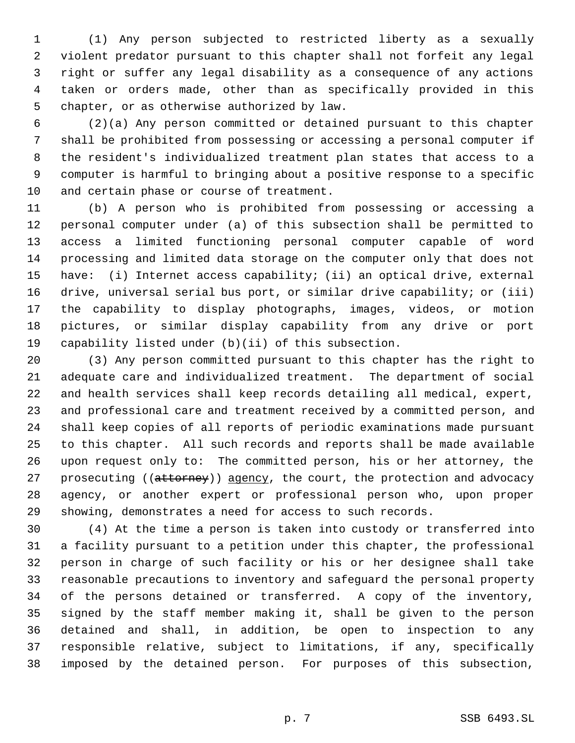(1) Any person subjected to restricted liberty as a sexually violent predator pursuant to this chapter shall not forfeit any legal right or suffer any legal disability as a consequence of any actions taken or orders made, other than as specifically provided in this chapter, or as otherwise authorized by law.

(2)(a) Any person committed or detained pursuant to this chapter shall be prohibited from possessing or accessing a personal computer if the resident's individualized treatment plan states that access to a computer is harmful to bringing about a positive response to a specific and certain phase or course of treatment.

(b) A person who is prohibited from possessing or accessing a personal computer under (a) of this subsection shall be permitted to access a limited functioning personal computer capable of word processing and limited data storage on the computer only that does not have: (i) Internet access capability; (ii) an optical drive, external drive, universal serial bus port, or similar drive capability; or (iii) the capability to display photographs, images, videos, or motion pictures, or similar display capability from any drive or port capability listed under (b)(ii) of this subsection.

(3) Any person committed pursuant to this chapter has the right to adequate care and individualized treatment. The department of social and health services shall keep records detailing all medical, expert, and professional care and treatment received by a committed person, and shall keep copies of all reports of periodic examinations made pursuant to this chapter. All such records and reports shall be made available upon request only to: The committed person, his or her attorney, the prosecuting ((~~attorney~~)) agency, the court, the protection and advocacy agency, or another expert or professional person who, upon proper showing, demonstrates a need for access to such records.

(4) At the time a person is taken into custody or transferred into a facility pursuant to a petition under this chapter, the professional person in charge of such facility or his or her designee shall take reasonable precautions to inventory and safeguard the personal property of the persons detained or transferred. A copy of the inventory, signed by the staff member making it, shall be given to the person detained and shall, in addition, be open to inspection to any responsible relative, subject to limitations, if any, specifically imposed by the detained person. For purposes of this subsection,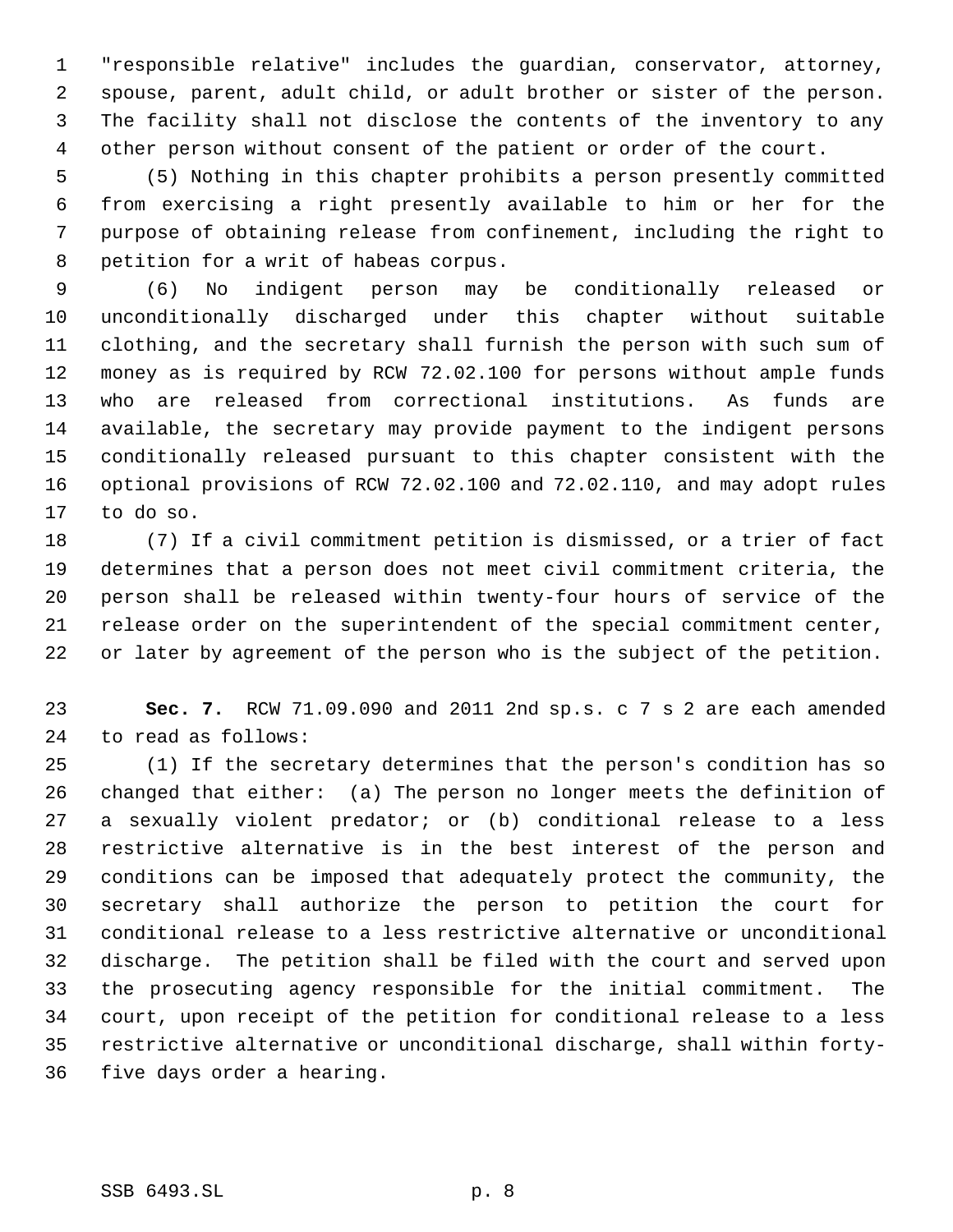"responsible relative" includes the guardian, conservator, attorney, spouse, parent, adult child, or adult brother or sister of the person. The facility shall not disclose the contents of the inventory to any other person without consent of the patient or order of the court.

(5) Nothing in this chapter prohibits a person presently committed from exercising a right presently available to him or her for the purpose of obtaining release from confinement, including the right to petition for a writ of habeas corpus.

(6) No indigent person may be conditionally released or unconditionally discharged under this chapter without suitable clothing, and the secretary shall furnish the person with such sum of money as is required by RCW 72.02.100 for persons without ample funds who are released from correctional institutions. As funds are available, the secretary may provide payment to the indigent persons conditionally released pursuant to this chapter consistent with the optional provisions of RCW 72.02.100 and 72.02.110, and may adopt rules to do so.

(7) If a civil commitment petition is dismissed, or a trier of fact determines that a person does not meet civil commitment criteria, the person shall be released within twenty-four hours of service of the release order on the superintendent of the special commitment center, or later by agreement of the person who is the subject of the petition.

**Sec. 7.** RCW 71.09.090 and 2011 2nd sp.s. c 7 s 2 are each amended to read as follows:

(1) If the secretary determines that the person's condition has so changed that either: (a) The person no longer meets the definition of a sexually violent predator; or (b) conditional release to a less restrictive alternative is in the best interest of the person and conditions can be imposed that adequately protect the community, the secretary shall authorize the person to petition the court for conditional release to a less restrictive alternative or unconditional discharge. The petition shall be filed with the court and served upon the prosecuting agency responsible for the initial commitment. The court, upon receipt of the petition for conditional release to a less restrictive alternative or unconditional discharge, shall within forty-five days order a hearing.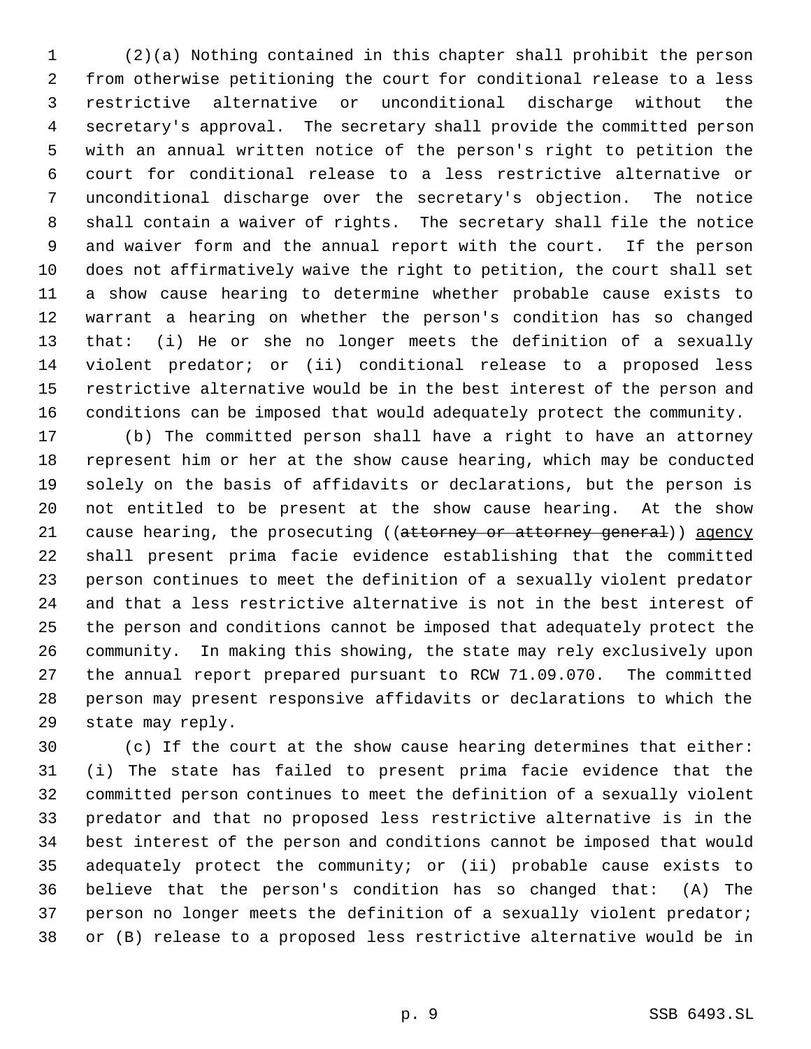(2)(a) Nothing contained in this chapter shall prohibit the person from otherwise petitioning the court for conditional release to a less restrictive alternative or unconditional discharge without the secretary's approval. The secretary shall provide the committed person with an annual written notice of the person's right to petition the court for conditional release to a less restrictive alternative or unconditional discharge over the secretary's objection. The notice shall contain a waiver of rights. The secretary shall file the notice and waiver form and the annual report with the court. If the person does not affirmatively waive the right to petition, the court shall set a show cause hearing to determine whether probable cause exists to warrant a hearing on whether the person's condition has so changed that: (i) He or she no longer meets the definition of a sexually violent predator; or (ii) conditional release to a proposed less restrictive alternative would be in the best interest of the person and conditions can be imposed that would adequately protect the community.

(b) The committed person shall have a right to have an attorney represent him or her at the show cause hearing, which may be conducted solely on the basis of affidavits or declarations, but the person is not entitled to be present at the show cause hearing. At the show cause hearing, the prosecuting ((~~attorney or attorney general~~)) <u>agency</u> shall present prima facie evidence establishing that the committed person continues to meet the definition of a sexually violent predator and that a less restrictive alternative is not in the best interest of the person and conditions cannot be imposed that adequately protect the community. In making this showing, the state may rely exclusively upon the annual report prepared pursuant to RCW 71.09.070. The committed person may present responsive affidavits or declarations to which the state may reply.

(c) If the court at the show cause hearing determines that either: (i) The state has failed to present prima facie evidence that the committed person continues to meet the definition of a sexually violent predator and that no proposed less restrictive alternative is in the best interest of the person and conditions cannot be imposed that would adequately protect the community; or (ii) probable cause exists to believe that the person's condition has so changed that: (A) The person no longer meets the definition of a sexually violent predator; or (B) release to a proposed less restrictive alternative would be in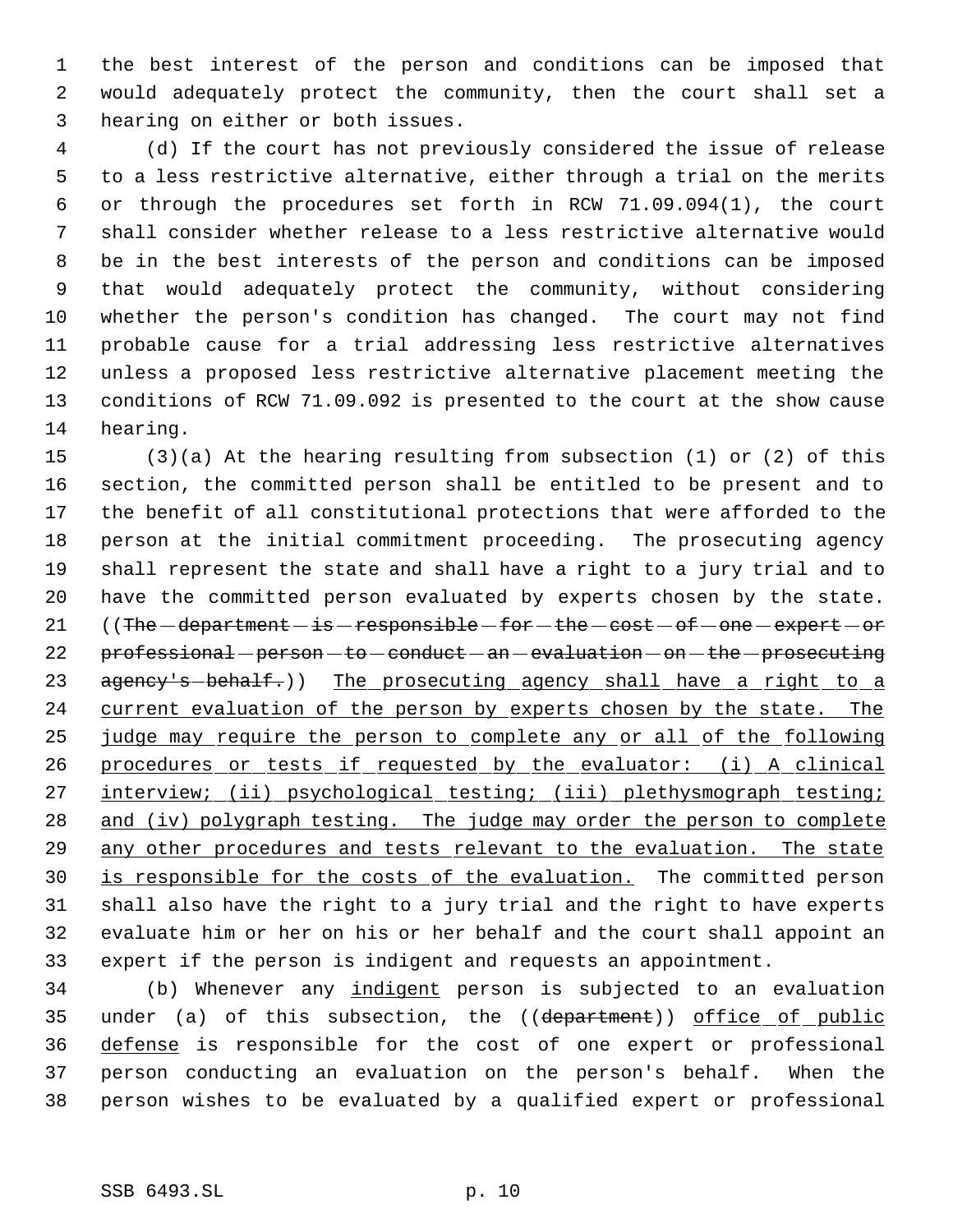the best interest of the person and conditions can be imposed that would adequately protect the community, then the court shall set a hearing on either or both issues.

(d) If the court has not previously considered the issue of release to a less restrictive alternative, either through a trial on the merits or through the procedures set forth in RCW 71.09.094(1), the court shall consider whether release to a less restrictive alternative would be in the best interests of the person and conditions can be imposed that would adequately protect the community, without considering whether the person's condition has changed. The court may not find probable cause for a trial addressing less restrictive alternatives unless a proposed less restrictive alternative placement meeting the conditions of RCW 71.09.092 is presented to the court at the show cause hearing.

(3)(a) At the hearing resulting from subsection (1) or (2) of this section, the committed person shall be entitled to be present and to the benefit of all constitutional protections that were afforded to the person at the initial commitment proceeding. The prosecuting agency shall represent the state and shall have a right to a jury trial and to have the committed person evaluated by experts chosen by the state. ((~~The department is responsible for the cost of one expert or professional person to conduct an evaluation on the prosecuting agency's behalf.~~)) <u>The prosecuting agency shall have a right to a current evaluation of the person by experts chosen by the state. The judge may require the person to complete any or all of the following procedures or tests if requested by the evaluator: (i) A clinical interview; (ii) psychological testing; (iii) plethysmograph testing; and (iv) polygraph testing. The judge may order the person to complete any other procedures and tests relevant to the evaluation. The state is responsible for the costs of the evaluation.</u> The committed person shall also have the right to a jury trial and the right to have experts evaluate him or her on his or her behalf and the court shall appoint an expert if the person is indigent and requests an appointment.

(b) Whenever any <u>indigent</u> person is subjected to an evaluation under (a) of this subsection, the ((~~department~~)) <u>office of public defense</u> is responsible for the cost of one expert or professional person conducting an evaluation on the person's behalf. When the person wishes to be evaluated by a qualified expert or professional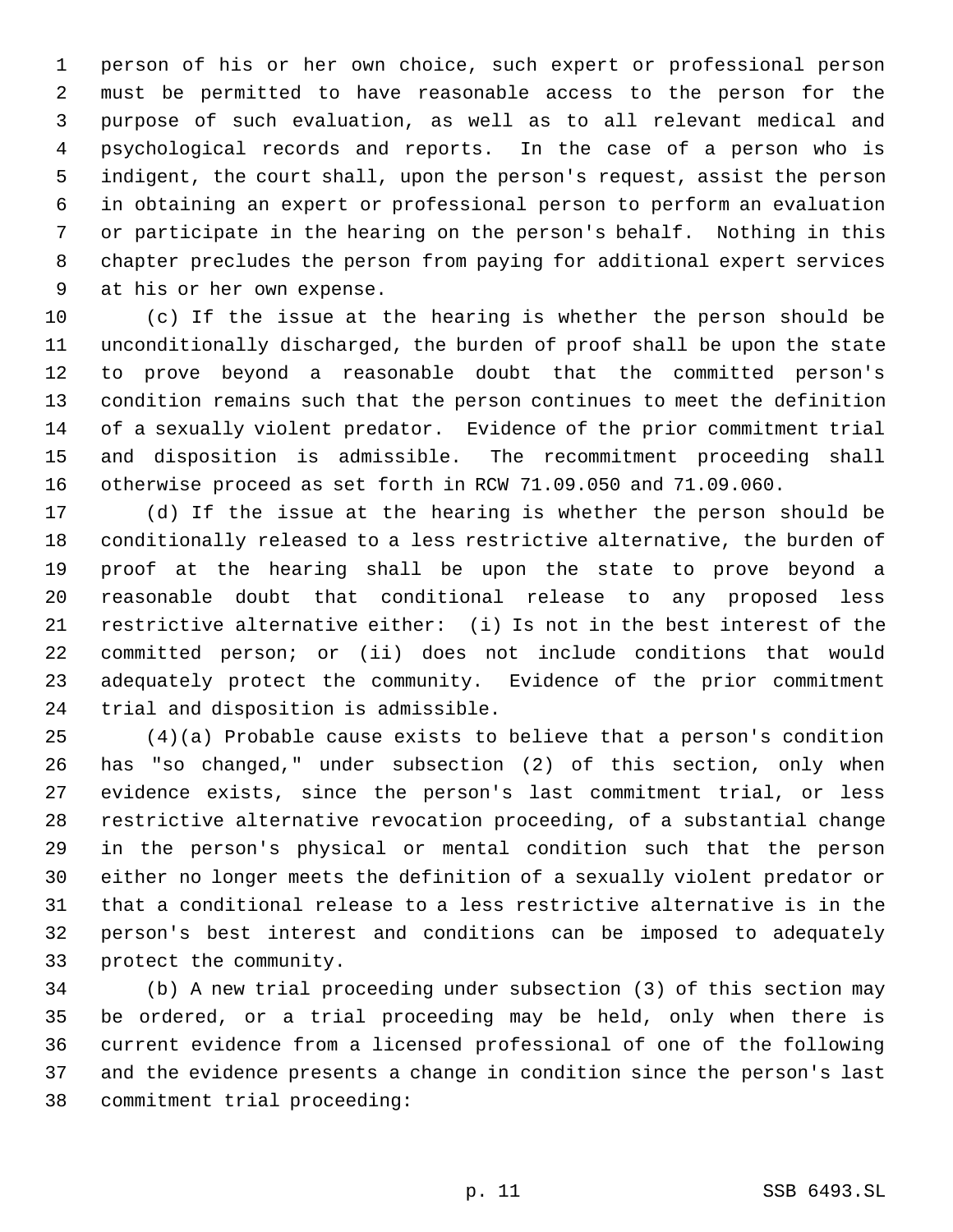person of his or her own choice, such expert or professional person must be permitted to have reasonable access to the person for the purpose of such evaluation, as well as to all relevant medical and psychological records and reports. In the case of a person who is indigent, the court shall, upon the person's request, assist the person in obtaining an expert or professional person to perform an evaluation or participate in the hearing on the person's behalf. Nothing in this chapter precludes the person from paying for additional expert services at his or her own expense.

(c) If the issue at the hearing is whether the person should be unconditionally discharged, the burden of proof shall be upon the state to prove beyond a reasonable doubt that the committed person's condition remains such that the person continues to meet the definition of a sexually violent predator. Evidence of the prior commitment trial and disposition is admissible. The recommitment proceeding shall otherwise proceed as set forth in RCW 71.09.050 and 71.09.060.

(d) If the issue at the hearing is whether the person should be conditionally released to a less restrictive alternative, the burden of proof at the hearing shall be upon the state to prove beyond a reasonable doubt that conditional release to any proposed less restrictive alternative either: (i) Is not in the best interest of the committed person; or (ii) does not include conditions that would adequately protect the community. Evidence of the prior commitment trial and disposition is admissible.

(4)(a) Probable cause exists to believe that a person's condition has "so changed," under subsection (2) of this section, only when evidence exists, since the person's last commitment trial, or less restrictive alternative revocation proceeding, of a substantial change in the person's physical or mental condition such that the person either no longer meets the definition of a sexually violent predator or that a conditional release to a less restrictive alternative is in the person's best interest and conditions can be imposed to adequately protect the community.

(b) A new trial proceeding under subsection (3) of this section may be ordered, or a trial proceeding may be held, only when there is current evidence from a licensed professional of one of the following and the evidence presents a change in condition since the person's last commitment trial proceeding: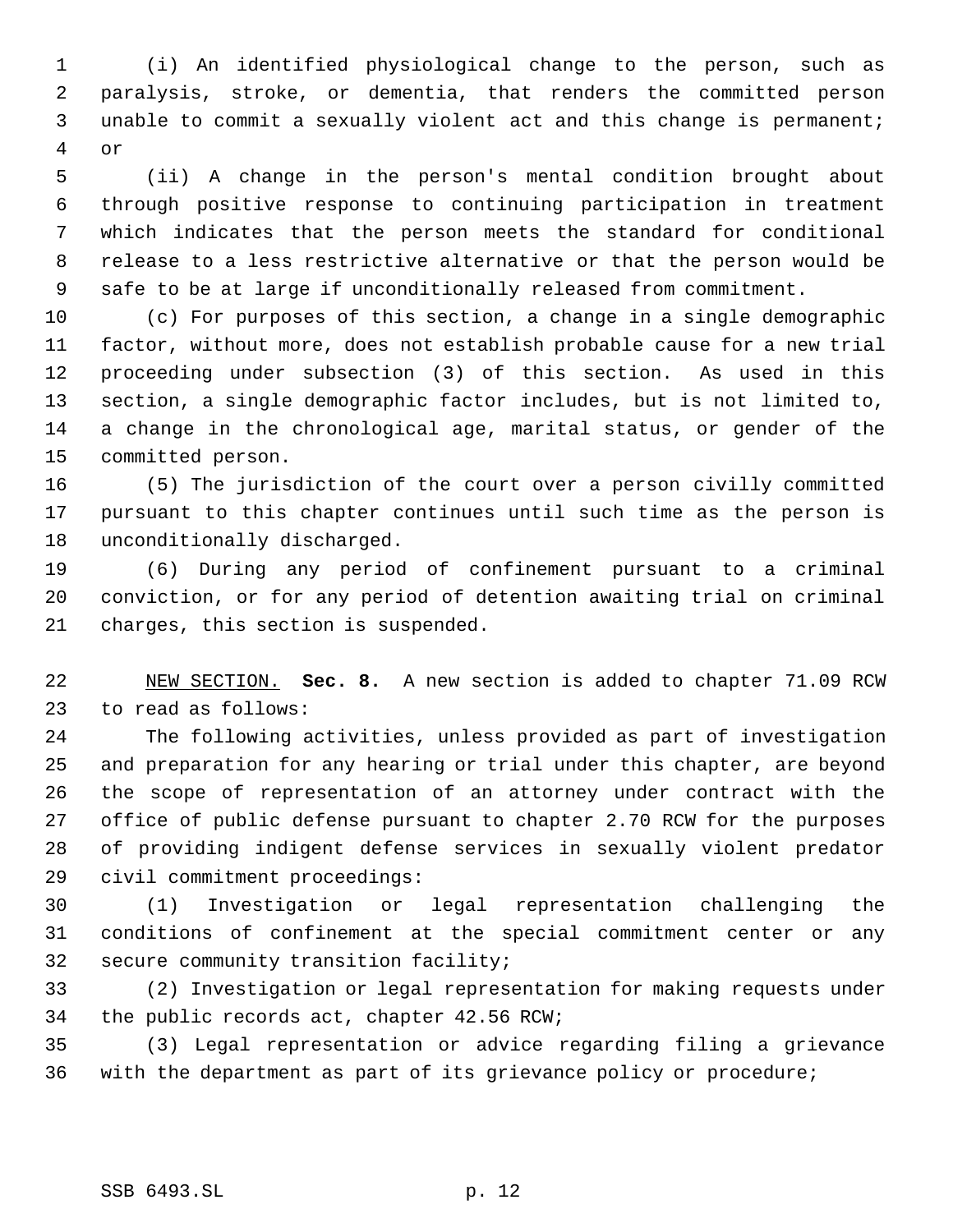(i) An identified physiological change to the person, such as paralysis, stroke, or dementia, that renders the committed person unable to commit a sexually violent act and this change is permanent; or

(ii) A change in the person's mental condition brought about through positive response to continuing participation in treatment which indicates that the person meets the standard for conditional release to a less restrictive alternative or that the person would be safe to be at large if unconditionally released from commitment.

(c) For purposes of this section, a change in a single demographic factor, without more, does not establish probable cause for a new trial proceeding under subsection (3) of this section. As used in this section, a single demographic factor includes, but is not limited to, a change in the chronological age, marital status, or gender of the committed person.

(5) The jurisdiction of the court over a person civilly committed pursuant to this chapter continues until such time as the person is unconditionally discharged.

(6) During any period of confinement pursuant to a criminal conviction, or for any period of detention awaiting trial on criminal charges, this section is suspended.

NEW SECTION. **Sec. 8.** A new section is added to chapter 71.09 RCW to read as follows:

The following activities, unless provided as part of investigation and preparation for any hearing or trial under this chapter, are beyond the scope of representation of an attorney under contract with the office of public defense pursuant to chapter 2.70 RCW for the purposes of providing indigent defense services in sexually violent predator civil commitment proceedings:

(1) Investigation or legal representation challenging the conditions of confinement at the special commitment center or any secure community transition facility;

(2) Investigation or legal representation for making requests under the public records act, chapter 42.56 RCW;

(3) Legal representation or advice regarding filing a grievance with the department as part of its grievance policy or procedure;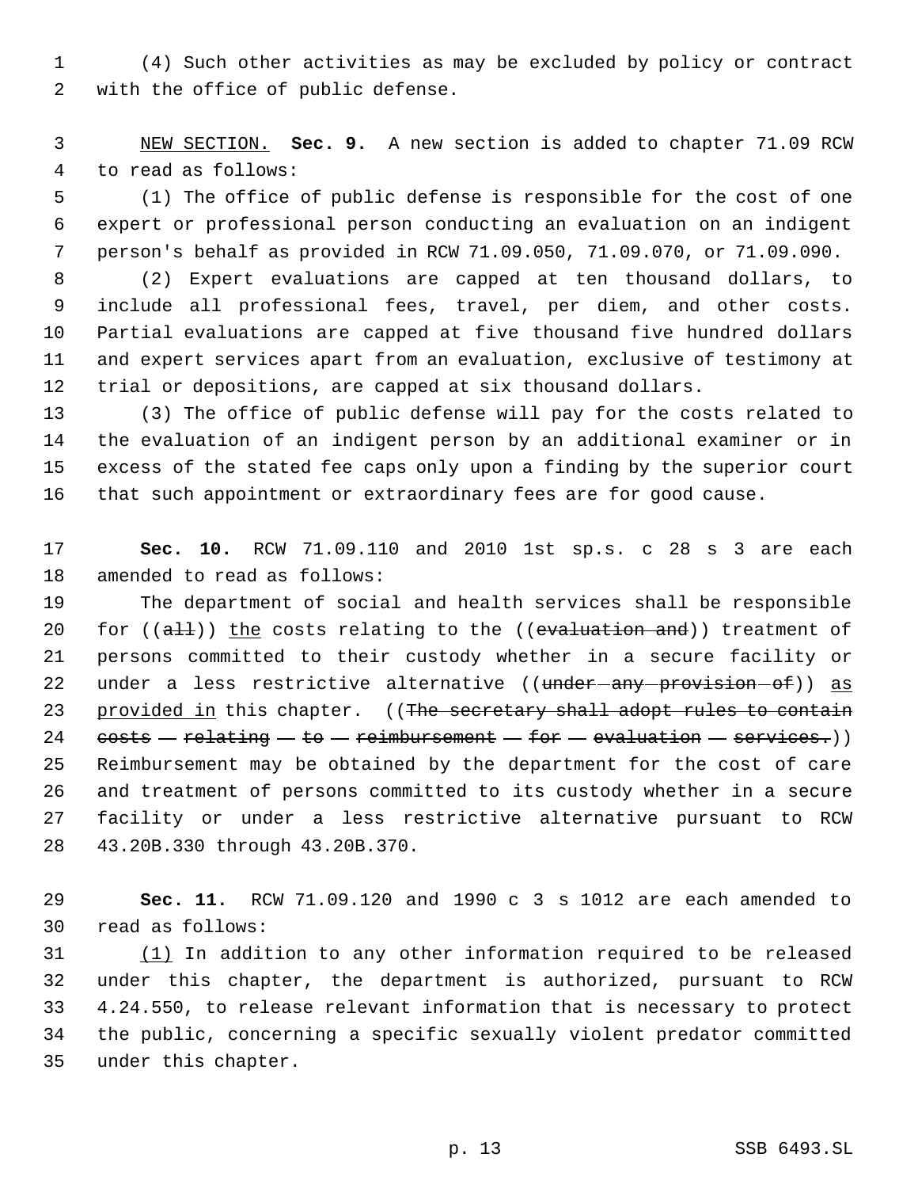(4) Such other activities as may be excluded by policy or contract with the office of public defense.

NEW SECTION. **Sec. 9.** A new section is added to chapter 71.09 RCW to read as follows:

(1) The office of public defense is responsible for the cost of one expert or professional person conducting an evaluation on an indigent person's behalf as provided in RCW 71.09.050, 71.09.070, or 71.09.090.

(2) Expert evaluations are capped at ten thousand dollars, to include all professional fees, travel, per diem, and other costs. Partial evaluations are capped at five thousand five hundred dollars and expert services apart from an evaluation, exclusive of testimony at trial or depositions, are capped at six thousand dollars.

(3) The office of public defense will pay for the costs related to the evaluation of an indigent person by an additional examiner or in excess of the stated fee caps only upon a finding by the superior court that such appointment or extraordinary fees are for good cause.

**Sec. 10.** RCW 71.09.110 and 2010 1st sp.s. c 28 s 3 are each amended to read as follows:

The department of social and health services shall be responsible for ((~~all~~)) the costs relating to the ((~~evaluation and~~)) treatment of persons committed to their custody whether in a secure facility or under a less restrictive alternative ((~~under any provision of~~)) as provided in this chapter. ((~~The secretary shall adopt rules to contain costs relating to reimbursement for evaluation services.~~)) Reimbursement may be obtained by the department for the cost of care and treatment of persons committed to its custody whether in a secure facility or under a less restrictive alternative pursuant to RCW 43.20B.330 through 43.20B.370.

**Sec. 11.** RCW 71.09.120 and 1990 c 3 s 1012 are each amended to read as follows:

(1) In addition to any other information required to be released under this chapter, the department is authorized, pursuant to RCW 4.24.550, to release relevant information that is necessary to protect the public, concerning a specific sexually violent predator committed under this chapter.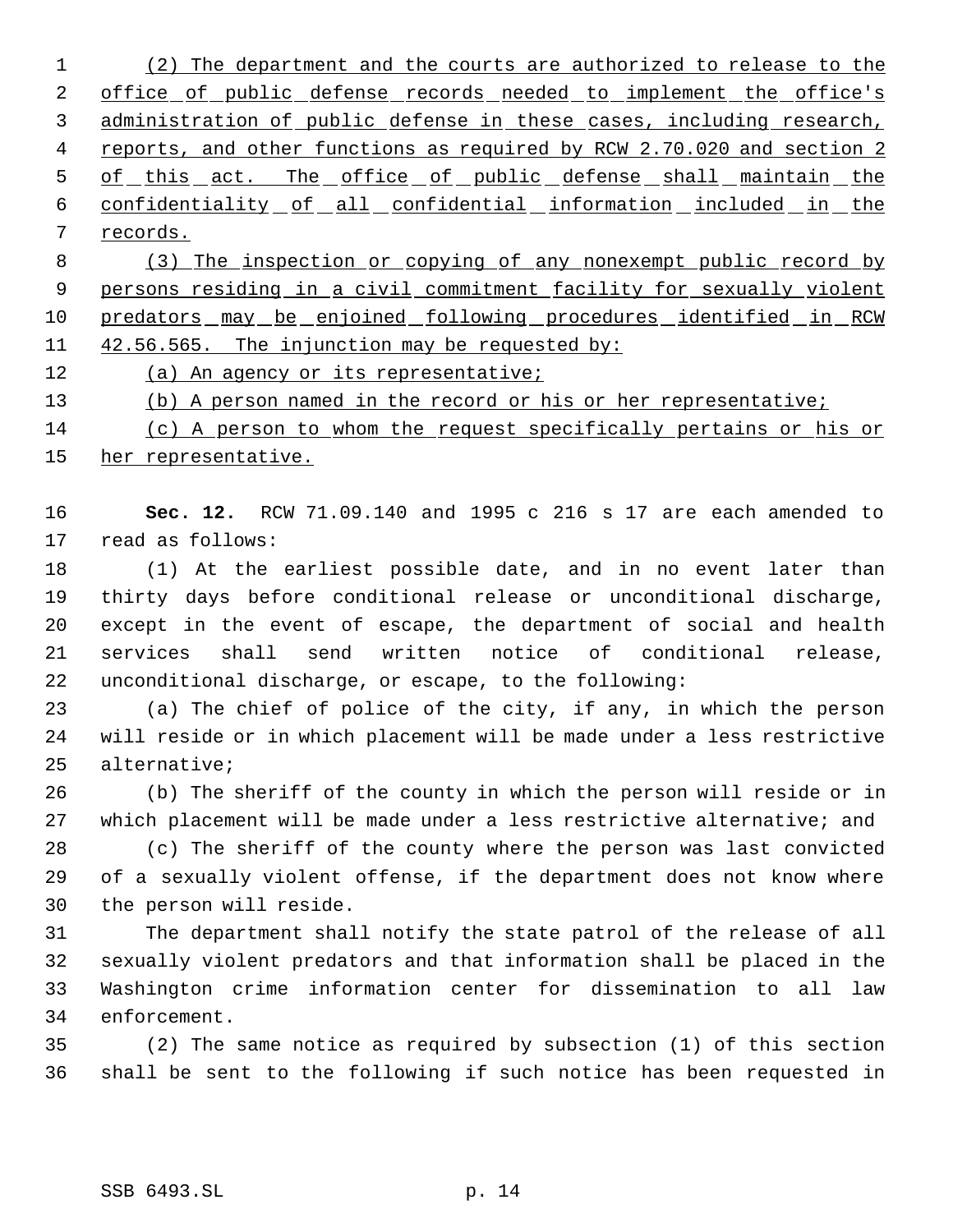(2) The department and the courts are authorized to release to the office of public defense records needed to implement the office's administration of public defense in these cases, including research, reports, and other functions as required by RCW 2.70.020 and section 2 of this act. The office of public defense shall maintain the confidentiality of all confidential information included in the records.

(3) The inspection or copying of any nonexempt public record by persons residing in a civil commitment facility for sexually violent predators may be enjoined following procedures identified in RCW 42.56.565. The injunction may be requested by:

(a) An agency or its representative;

(b) A person named in the record or his or her representative;

(c) A person to whom the request specifically pertains or his or her representative.

**Sec. 12.** RCW 71.09.140 and 1995 c 216 s 17 are each amended to read as follows:

(1) At the earliest possible date, and in no event later than thirty days before conditional release or unconditional discharge, except in the event of escape, the department of social and health services shall send written notice of conditional release, unconditional discharge, or escape, to the following:

(a) The chief of police of the city, if any, in which the person will reside or in which placement will be made under a less restrictive alternative;

(b) The sheriff of the county in which the person will reside or in which placement will be made under a less restrictive alternative; and

(c) The sheriff of the county where the person was last convicted of a sexually violent offense, if the department does not know where the person will reside.

The department shall notify the state patrol of the release of all sexually violent predators and that information shall be placed in the Washington crime information center for dissemination to all law enforcement.

(2) The same notice as required by subsection (1) of this section shall be sent to the following if such notice has been requested in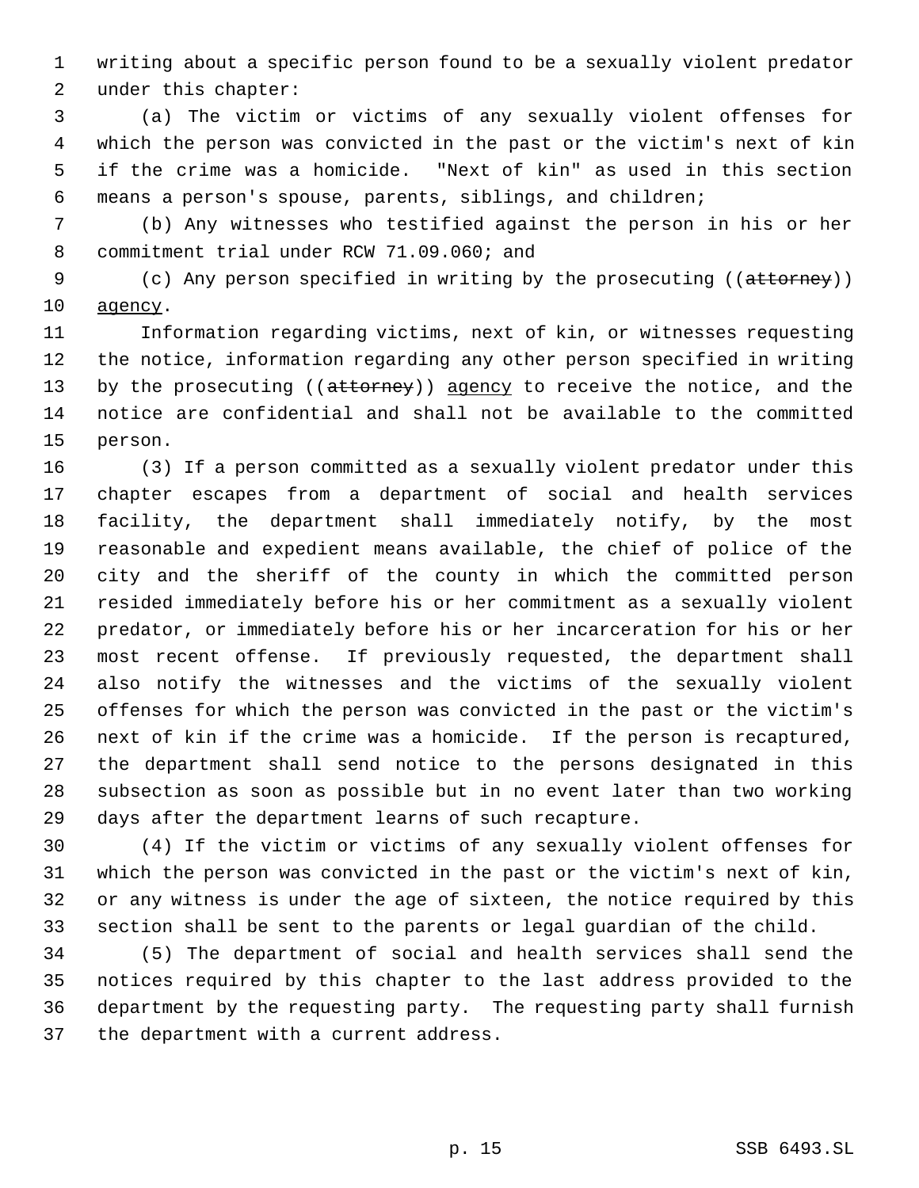writing about a specific person found to be a sexually violent predator under this chapter:

(a) The victim or victims of any sexually violent offenses for which the person was convicted in the past or the victim's next of kin if the crime was a homicide. "Next of kin" as used in this section means a person's spouse, parents, siblings, and children;

(b) Any witnesses who testified against the person in his or her commitment trial under RCW 71.09.060; and

(c) Any person specified in writing by the prosecuting ((~~attorney~~)) agency.

Information regarding victims, next of kin, or witnesses requesting the notice, information regarding any other person specified in writing by the prosecuting ((~~attorney~~)) agency to receive the notice, and the notice are confidential and shall not be available to the committed person.

(3) If a person committed as a sexually violent predator under this chapter escapes from a department of social and health services facility, the department shall immediately notify, by the most reasonable and expedient means available, the chief of police of the city and the sheriff of the county in which the committed person resided immediately before his or her commitment as a sexually violent predator, or immediately before his or her incarceration for his or her most recent offense. If previously requested, the department shall also notify the witnesses and the victims of the sexually violent offenses for which the person was convicted in the past or the victim's next of kin if the crime was a homicide. If the person is recaptured, the department shall send notice to the persons designated in this subsection as soon as possible but in no event later than two working days after the department learns of such recapture.

(4) If the victim or victims of any sexually violent offenses for which the person was convicted in the past or the victim's next of kin, or any witness is under the age of sixteen, the notice required by this section shall be sent to the parents or legal guardian of the child.

(5) The department of social and health services shall send the notices required by this chapter to the last address provided to the department by the requesting party. The requesting party shall furnish the department with a current address.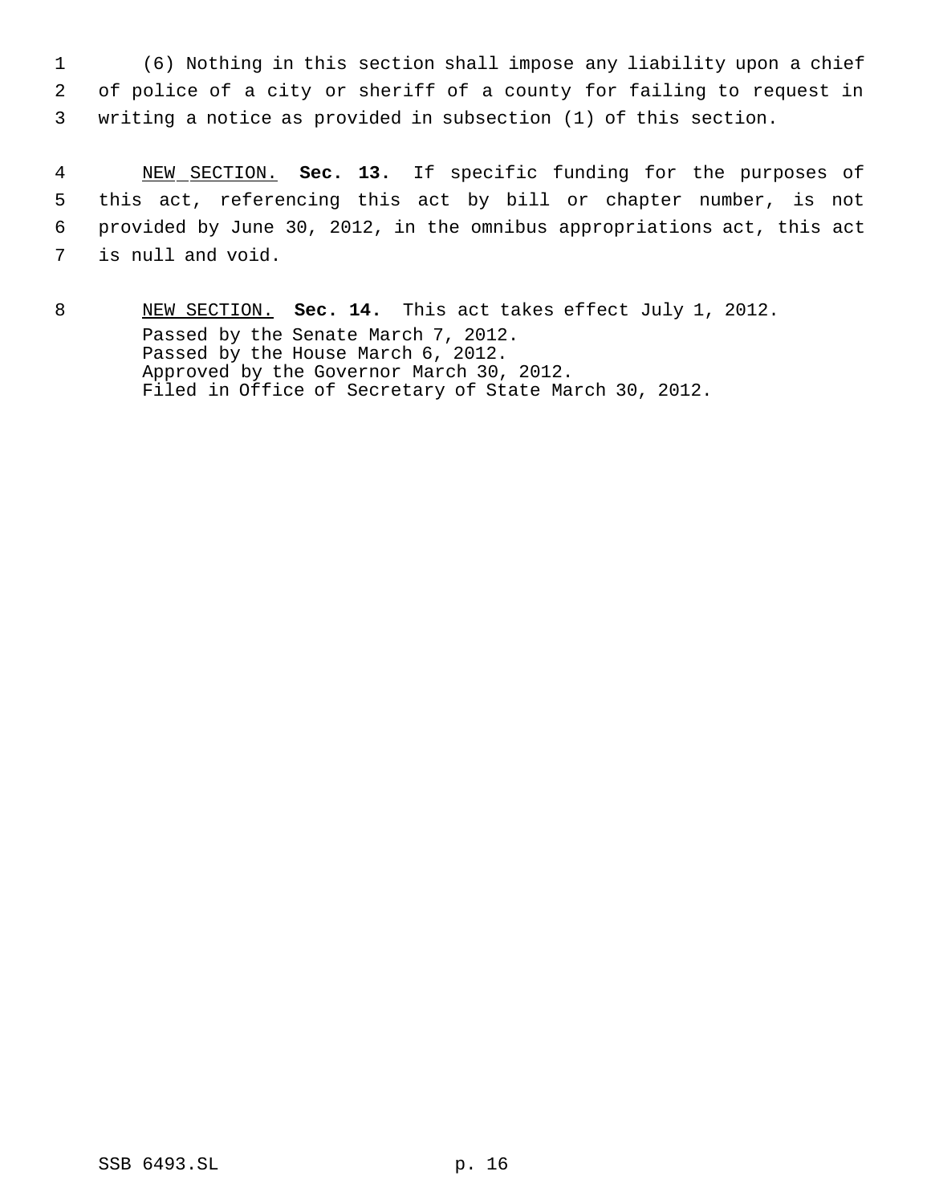(6) Nothing in this section shall impose any liability upon a chief of police of a city or sheriff of a county for failing to request in writing a notice as provided in subsection (1) of this section.

NEW SECTION. **Sec. 13.** If specific funding for the purposes of this act, referencing this act by bill or chapter number, is not provided by June 30, 2012, in the omnibus appropriations act, this act is null and void.

NEW SECTION. **Sec. 14.** This act takes effect July 1, 2012.

Passed by the Senate March 7, 2012.
Passed by the House March 6, 2012.
Approved by the Governor March 30, 2012.
Filed in Office of Secretary of State March 30, 2012.